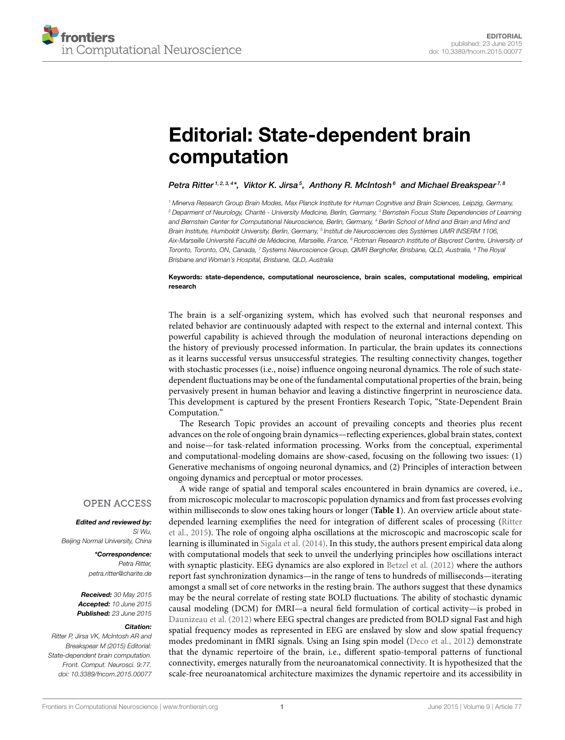EDITORIAL
published: 23 June 2015
doi: 10.3389/fncom.2015.00077

# Editorial: State-dependent brain computation

*Petra Ritter[1,2,3,4]\*, Viktor K. Jirsa[5], Anthony R. McIntosh[6] and Michael Breakspear[7,8]*

[1] Minerva Research Group Brain Modes, Max Planck Institute for Human Cognitive and Brain Sciences, Leipzig, Germany, [2] Deparment of Neurology, Charité - University Medicine, Berlin, Germany, [3] Bernstein Focus State Dependencies of Learning and Bernstein Center for Computational Neuroscience, Berlin, Germany, [4] Berlin School of Mind and Brain and Mind and Brain Institute, Humboldt University, Berlin, Germany, [5] Institut de Neurosciences des Systèmes UMR INSERM 1106, Aix-Marseille Université Faculté de Médecine, Marseille, France, [6] Rotman Research Institute of Baycrest Centre, University of Toronto, Toronto, ON, Canada, [7] Systems Neuroscience Group, QIMR Berghofer, Brisbane, QLD, Australia, [8] The Royal Brisbane and Woman's Hospital, Brisbane, QLD, Australia

**Keywords: state-dependence, computational neuroscience, brain scales, computational modeling, empirical research**

OPEN ACCESS

***Edited and reviewed by:***
*Si Wu, Beijing Normal University, China*

***\*Correspondence:***
*Petra Ritter, petra.ritter@charite.de*

***Received:*** *30 May 2015*
***Accepted:*** *10 June 2015*
***Published:*** *23 June 2015*

***Citation:***
*Ritter P, Jirsa VK, McIntosh AR and Breakspear M (2015) Editorial: State-dependent brain computation. Front. Comput. Neurosci. 9:77. doi: 10.3389/fncom.2015.00077*

The brain is a self-organizing system, which has evolved such that neuronal responses and related behavior are continuously adapted with respect to the external and internal context. This powerful capability is achieved through the modulation of neuronal interactions depending on the history of previously processed information. In particular, the brain updates its connections as it learns successful versus unsuccessful strategies. The resulting connectivity changes, together with stochastic processes (i.e., noise) influence ongoing neuronal dynamics. The role of such state-dependent fluctuations may be one of the fundamental computational properties of the brain, being pervasively present in human behavior and leaving a distinctive fingerprint in neuroscience data. This development is captured by the present Frontiers Research Topic, "State-Dependent Brain Computation."

The Research Topic provides an account of prevailing concepts and theories plus recent advances on the role of ongoing brain dynamics—reflecting experiences, global brain states, context and noise—for task-related information processing. Works from the conceptual, experimental and computational-modeling domains are show-cased, focusing on the following two issues: (1) Generative mechanisms of ongoing neuronal dynamics, and (2) Principles of interaction between ongoing dynamics and perceptual or motor processes.

A wide range of spatial and temporal scales encountered in brain dynamics are covered, i.e., from microscopic molecular to macroscopic population dynamics and from fast processes evolving within milliseconds to slow ones taking hours or longer (**Table 1**). An overview article about state-depended learning exemplifies the need for integration of different scales of processing (Ritter et al., 2015). The role of ongoing alpha oscillations at the microscopic and macroscopic scale for learning is illuminated in Sigala et al. (2014). In this study, the authors present empirical data along with computational models that seek to unveil the underlying principles how oscillations interact with synaptic plasticity. EEG dynamics are also explored in Betzel et al. (2012) where the authors report fast synchronization dynamics—in the range of tens to hundreds of milliseconds—iterating amongst a small set of core networks in the resting brain. The authors suggest that these dynamics may be the neural correlate of resting state BOLD fluctuations. The ability of stochastic dynamic causal modeling (DCM) for fMRI—a neural field formulation of cortical activity—is probed in Daunizeau et al. (2012) where EEG spectral changes are predicted from BOLD signal Fast and high spatial frequency modes as represented in EEG are enslaved by slow and slow spatial frequency modes predominant in fMRI signals. Using an Ising spin model (Deco et al., 2012) demonstrate that the dynamic repertoire of the brain, i.e., different spatio-temporal patterns of functional connectivity, emerges naturally from the neuroanatomical connectivity. It is hypothesized that the scale-free neuroanatomical architecture maximizes the dynamic repertoire and its accessibility in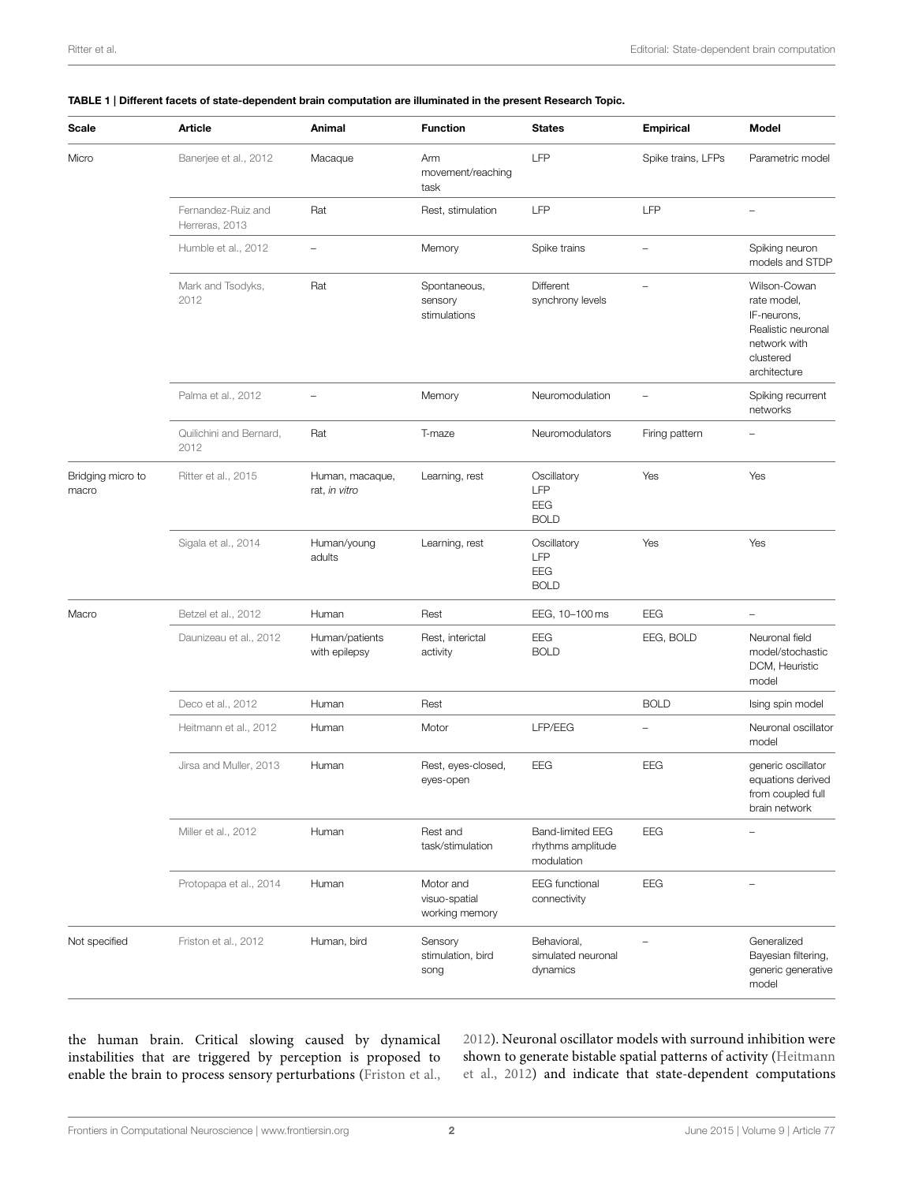**TABLE 1 | Different facets of state-dependent brain computation are illuminated in the present Research Topic.**

| Scale | Article | Animal | Function | States | Empirical | Model |
|---|---|---|---|---|---|---|
| Micro | Banerjee et al., 2012 | Macaque | Arm movement/reaching task | LFP | Spike trains, LFPs | Parametric model |
| | Fernandez-Ruiz and Herreras, 2013 | Rat | Rest, stimulation | LFP | LFP | – |
| | Humble et al., 2012 | – | Memory | Spike trains | – | Spiking neuron models and STDP |
| | Mark and Tsodyks, 2012 | Rat | Spontaneous, sensory stimulations | Different synchrony levels | – | Wilson-Cowan rate model, IF-neurons, Realistic neuronal network with clustered architecture |
| | Palma et al., 2012 | – | Memory | Neuromodulation | – | Spiking recurrent networks |
| | Quilichini and Bernard, 2012 | Rat | T-maze | Neuromodulators | Firing pattern | – |
| Bridging micro to macro | Ritter et al., 2015 | Human, macaque, rat, *in vitro* | Learning, rest | Oscillatory LFP EEG BOLD | Yes | Yes |
| | Sigala et al., 2014 | Human/young adults | Learning, rest | Oscillatory LFP EEG BOLD | Yes | Yes |
| Macro | Betzel et al., 2012 | Human | Rest | EEG, 10–100 ms | EEG | – |
| | Daunizeau et al., 2012 | Human/patients with epilepsy | Rest, interictal activity | EEG BOLD | EEG, BOLD | Neuronal field model/stochastic DCM, Heuristic model |
| | Deco et al., 2012 | Human | Rest | | BOLD | Ising spin model |
| | Heitmann et al., 2012 | Human | Motor | LFP/EEG | – | Neuronal oscillator model |
| | Jirsa and Muller, 2013 | Human | Rest, eyes-closed, eyes-open | EEG | EEG | generic oscillator equations derived from coupled full brain network |
| | Miller et al., 2012 | Human | Rest and task/stimulation | Band-limited EEG rhythms amplitude modulation | EEG | – |
| | Protopapa et al., 2014 | Human | Motor and visuo-spatial working memory | EEG functional connectivity | EEG | – |
| Not specified | Friston et al., 2012 | Human, bird | Sensory stimulation, bird song | Behavioral, simulated neuronal dynamics | – | Generalized Bayesian filtering, generic generative model |

the human brain. Critical slowing caused by dynamical instabilities that are triggered by perception is proposed to enable the brain to process sensory perturbations (Friston et al., 2012). Neuronal oscillator models with surround inhibition were shown to generate bistable spatial patterns of activity (Heitmann et al., 2012) and indicate that state-dependent computations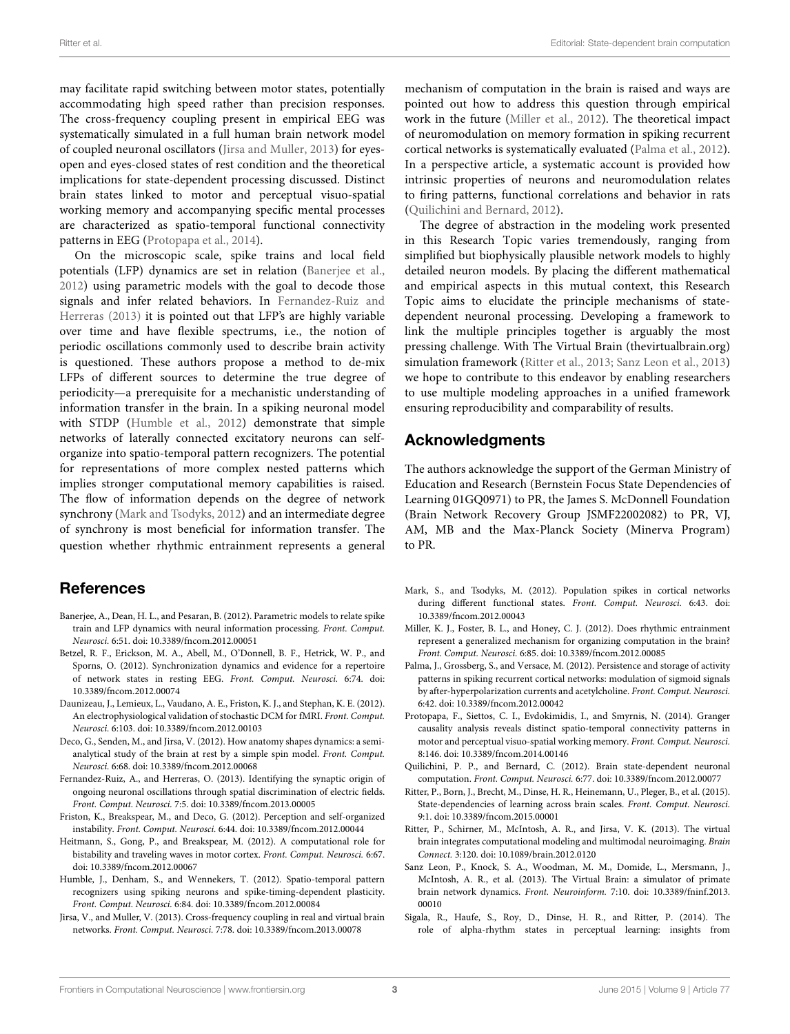may facilitate rapid switching between motor states, potentially accommodating high speed rather than precision responses. The cross-frequency coupling present in empirical EEG was systematically simulated in a full human brain network model of coupled neuronal oscillators (Jirsa and Muller, 2013) for eyes-open and eyes-closed states of rest condition and the theoretical implications for state-dependent processing discussed. Distinct brain states linked to motor and perceptual visuo-spatial working memory and accompanying specific mental processes are characterized as spatio-temporal functional connectivity patterns in EEG (Protopapa et al., 2014).

On the microscopic scale, spike trains and local field potentials (LFP) dynamics are set in relation (Banerjee et al., 2012) using parametric models with the goal to decode those signals and infer related behaviors. In Fernandez-Ruiz and Herreras (2013) it is pointed out that LFP's are highly variable over time and have flexible spectrums, i.e., the notion of periodic oscillations commonly used to describe brain activity is questioned. These authors propose a method to de-mix LFPs of different sources to determine the true degree of periodicity—a prerequisite for a mechanistic understanding of information transfer in the brain. In a spiking neuronal model with STDP (Humble et al., 2012) demonstrate that simple networks of laterally connected excitatory neurons can self-organize into spatio-temporal pattern recognizers. The potential for representations of more complex nested patterns which implies stronger computational memory capabilities is raised. The flow of information depends on the degree of network synchrony (Mark and Tsodyks, 2012) and an intermediate degree of synchrony is most beneficial for information transfer. The question whether rhythmic entrainment represents a general mechanism of computation in the brain is raised and ways are pointed out how to address this question through empirical work in the future (Miller et al., 2012). The theoretical impact of neuromodulation on memory formation in spiking recurrent cortical networks is systematically evaluated (Palma et al., 2012). In a perspective article, a systematic account is provided how intrinsic properties of neurons and neuromodulation relates to firing patterns, functional correlations and behavior in rats (Quilichini and Bernard, 2012).

The degree of abstraction in the modeling work presented in this Research Topic varies tremendously, ranging from simplified but biophysically plausible network models to highly detailed neuron models. By placing the different mathematical and empirical aspects in this mutual context, this Research Topic aims to elucidate the principle mechanisms of state-dependent neuronal processing. Developing a framework to link the multiple principles together is arguably the most pressing challenge. With The Virtual Brain (thevirtualbrain.org) simulation framework (Ritter et al., 2013; Sanz Leon et al., 2013) we hope to contribute to this endeavor by enabling researchers to use multiple modeling approaches in a unified framework ensuring reproducibility and comparability of results.

## Acknowledgments

The authors acknowledge the support of the German Ministry of Education and Research (Bernstein Focus State Dependencies of Learning 01GQ0971) to PR, the James S. McDonnell Foundation (Brain Network Recovery Group JSMF22002082) to PR, VJ, AM, MB and the Max-Planck Society (Minerva Program) to PR.

## References

Banerjee, A., Dean, H. L., and Pesaran, B. (2012). Parametric models to relate spike train and LFP dynamics with neural information processing. *Front. Comput. Neurosci.* 6:51. doi: 10.3389/fncom.2012.00051

Betzel, R. F., Erickson, M. A., Abell, M., O'Donnell, B. F., Hetrick, W. P., and Sporns, O. (2012). Synchronization dynamics and evidence for a repertoire of network states in resting EEG. *Front. Comput. Neurosci.* 6:74. doi: 10.3389/fncom.2012.00074

Daunizeau, J., Lemieux, L., Vaudano, A. E., Friston, K. J., and Stephan, K. E. (2012). An electrophysiological validation of stochastic DCM for fMRI. *Front. Comput. Neurosci.* 6:103. doi: 10.3389/fncom.2012.00103

Deco, G., Senden, M., and Jirsa, V. (2012). How anatomy shapes dynamics: a semi-analytical study of the brain at rest by a simple spin model. *Front. Comput. Neurosci.* 6:68. doi: 10.3389/fncom.2012.00068

Fernandez-Ruiz, A., and Herreras, O. (2013). Identifying the synaptic origin of ongoing neuronal oscillations through spatial discrimination of electric fields. *Front. Comput. Neurosci.* 7:5. doi: 10.3389/fncom.2013.00005

Friston, K., Breakspear, M., and Deco, G. (2012). Perception and self-organized instability. *Front. Comput. Neurosci.* 6:44. doi: 10.3389/fncom.2012.00044

Heitmann, S., Gong, P., and Breakspear, M. (2012). A computational role for bistability and traveling waves in motor cortex. *Front. Comput. Neurosci.* 6:67. doi: 10.3389/fncom.2012.00067

Humble, J., Denham, S., and Wennekers, T. (2012). Spatio-temporal pattern recognizers using spiking neurons and spike-timing-dependent plasticity. *Front. Comput. Neurosci.* 6:84. doi: 10.3389/fncom.2012.00084

Jirsa, V., and Muller, V. (2013). Cross-frequency coupling in real and virtual brain networks. *Front. Comput. Neurosci.* 7:78. doi: 10.3389/fncom.2013.00078

Mark, S., and Tsodyks, M. (2012). Population spikes in cortical networks during different functional states. *Front. Comput. Neurosci.* 6:43. doi: 10.3389/fncom.2012.00043

Miller, K. J., Foster, B. L., and Honey, C. J. (2012). Does rhythmic entrainment represent a generalized mechanism for organizing computation in the brain? *Front. Comput. Neurosci.* 6:85. doi: 10.3389/fncom.2012.00085

Palma, J., Grossberg, S., and Versace, M. (2012). Persistence and storage of activity patterns in spiking recurrent cortical networks: modulation of sigmoid signals by after-hyperpolarization currents and acetylcholine. *Front. Comput. Neurosci.* 6:42. doi: 10.3389/fncom.2012.00042

Protopapa, F., Siettos, C. I., Evdokimidis, I., and Smyrnis, N. (2014). Granger causality analysis reveals distinct spatio-temporal connectivity patterns in motor and perceptual visuo-spatial working memory. *Front. Comput. Neurosci.* 8:146. doi: 10.3389/fncom.2014.00146

Quilichini, P. P., and Bernard, C. (2012). Brain state-dependent neuronal computation. *Front. Comput. Neurosci.* 6:77. doi: 10.3389/fncom.2012.00077

Ritter, P., Born, J., Brecht, M., Dinse, H. R., Heinemann, U., Pleger, B., et al. (2015). State-dependencies of learning across brain scales. *Front. Comput. Neurosci.* 9:1. doi: 10.3389/fncom.2015.00001

Ritter, P., Schirner, M., McIntosh, A. R., and Jirsa, V. K. (2013). The virtual brain integrates computational modeling and multimodal neuroimaging. *Brain Connect.* 3:120. doi: 10.1089/brain.2012.0120

Sanz Leon, P., Knock, S. A., Woodman, M. M., Domide, L., Mersmann, J., McIntosh, A. R., et al. (2013). The Virtual Brain: a simulator of primate brain network dynamics. *Front. Neuroinform.* 7:10. doi: 10.3389/fninf.2013.00010

Sigala, R., Haufe, S., Roy, D., Dinse, H. R., and Ritter, P. (2014). The role of alpha-rhythm states in perceptual learning: insights from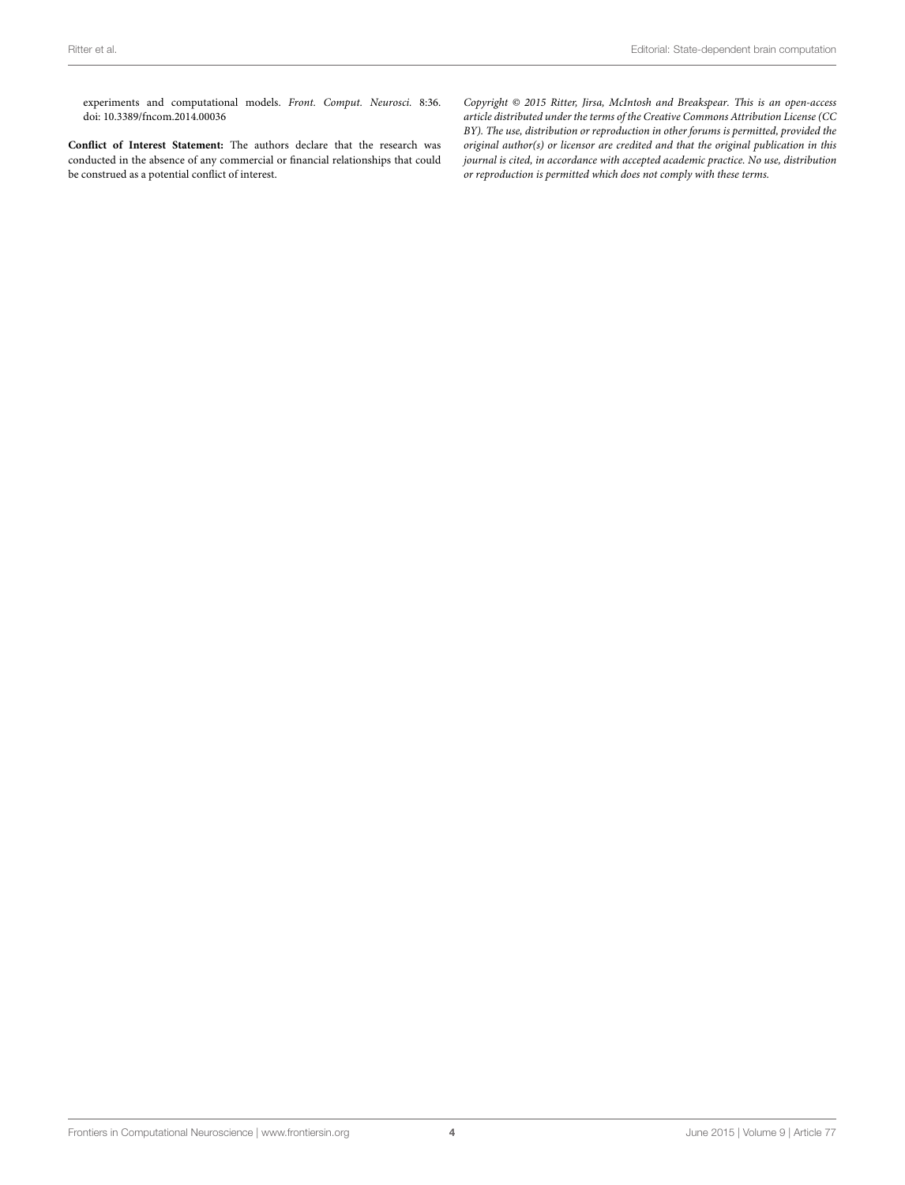experiments and computational models. *Front. Comput. Neurosci.* 8:36. doi: 10.3389/fncom.2014.00036

**Conflict of Interest Statement:** The authors declare that the research was conducted in the absence of any commercial or financial relationships that could be construed as a potential conflict of interest.

*Copyright © 2015 Ritter, Jirsa, McIntosh and Breakspear. This is an open-access article distributed under the terms of the Creative Commons Attribution License (CC BY). The use, distribution or reproduction in other forums is permitted, provided the original author(s) or licensor are credited and that the original publication in this journal is cited, in accordance with accepted academic practice. No use, distribution or reproduction is permitted which does not comply with these terms.*